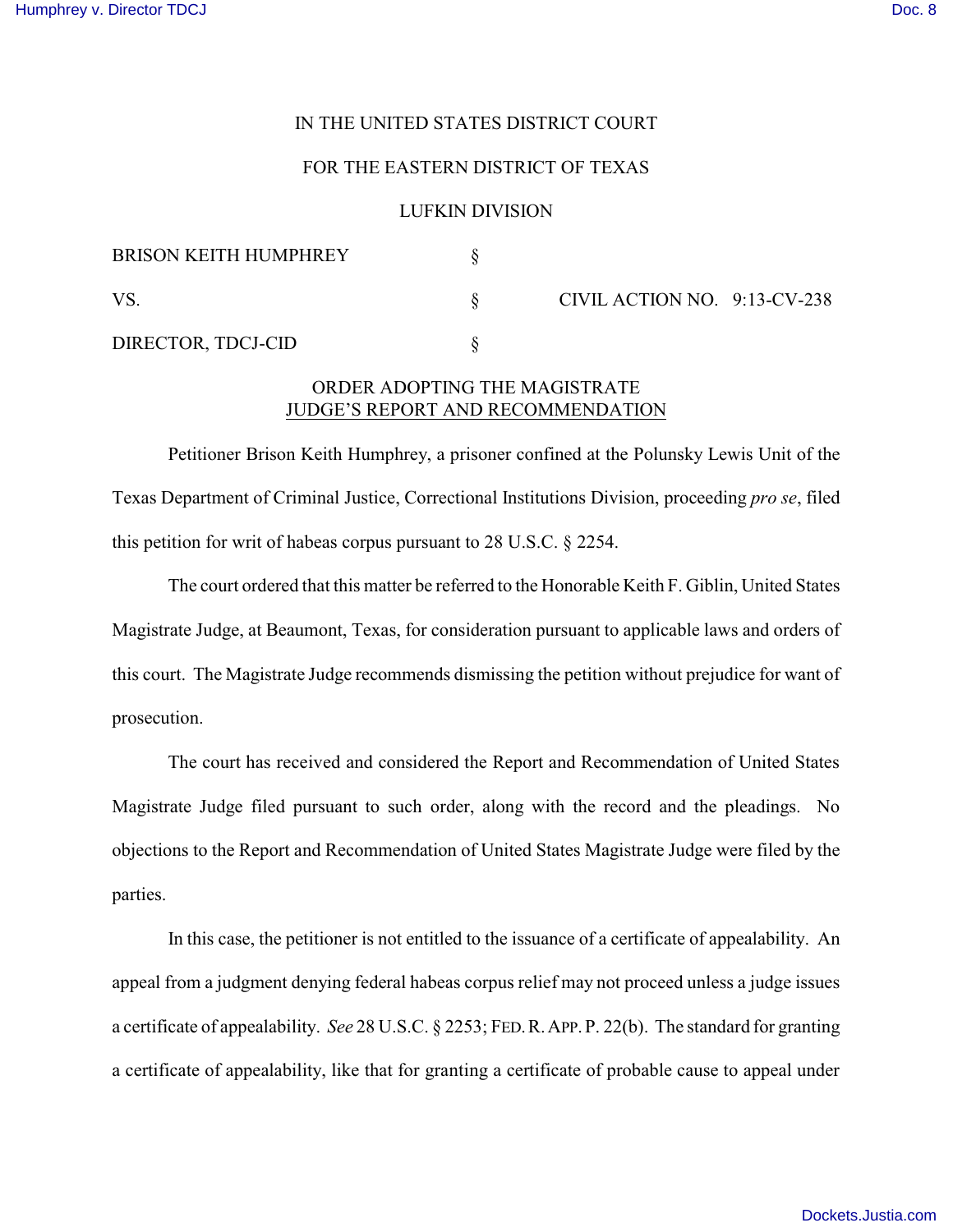IN THE UNITED STATES DISTRICT COURT

FOR THE EASTERN DISTRICT OF TEXAS

LUFKIN DIVISION

| | | |
|---|---|---|
| BRISON KEITH HUMPHREY | § | |
| VS. | § | CIVIL ACTION NO. 9:13-CV-238 |
| DIRECTOR, TDCJ-CID | § | |

ORDER ADOPTING THE MAGISTRATE JUDGE'S REPORT AND RECOMMENDATION

Petitioner Brison Keith Humphrey, a prisoner confined at the Polunsky Lewis Unit of the Texas Department of Criminal Justice, Correctional Institutions Division, proceeding *pro se*, filed this petition for writ of habeas corpus pursuant to 28 U.S.C. § 2254.

The court ordered that this matter be referred to the Honorable Keith F. Giblin, United States Magistrate Judge, at Beaumont, Texas, for consideration pursuant to applicable laws and orders of this court. The Magistrate Judge recommends dismissing the petition without prejudice for want of prosecution.

The court has received and considered the Report and Recommendation of United States Magistrate Judge filed pursuant to such order, along with the record and the pleadings. No objections to the Report and Recommendation of United States Magistrate Judge were filed by the parties.

In this case, the petitioner is not entitled to the issuance of a certificate of appealability. An appeal from a judgment denying federal habeas corpus relief may not proceed unless a judge issues a certificate of appealability. *See* 28 U.S.C. § 2253; FED. R. APP. P. 22(b). The standard for granting a certificate of appealability, like that for granting a certificate of probable cause to appeal under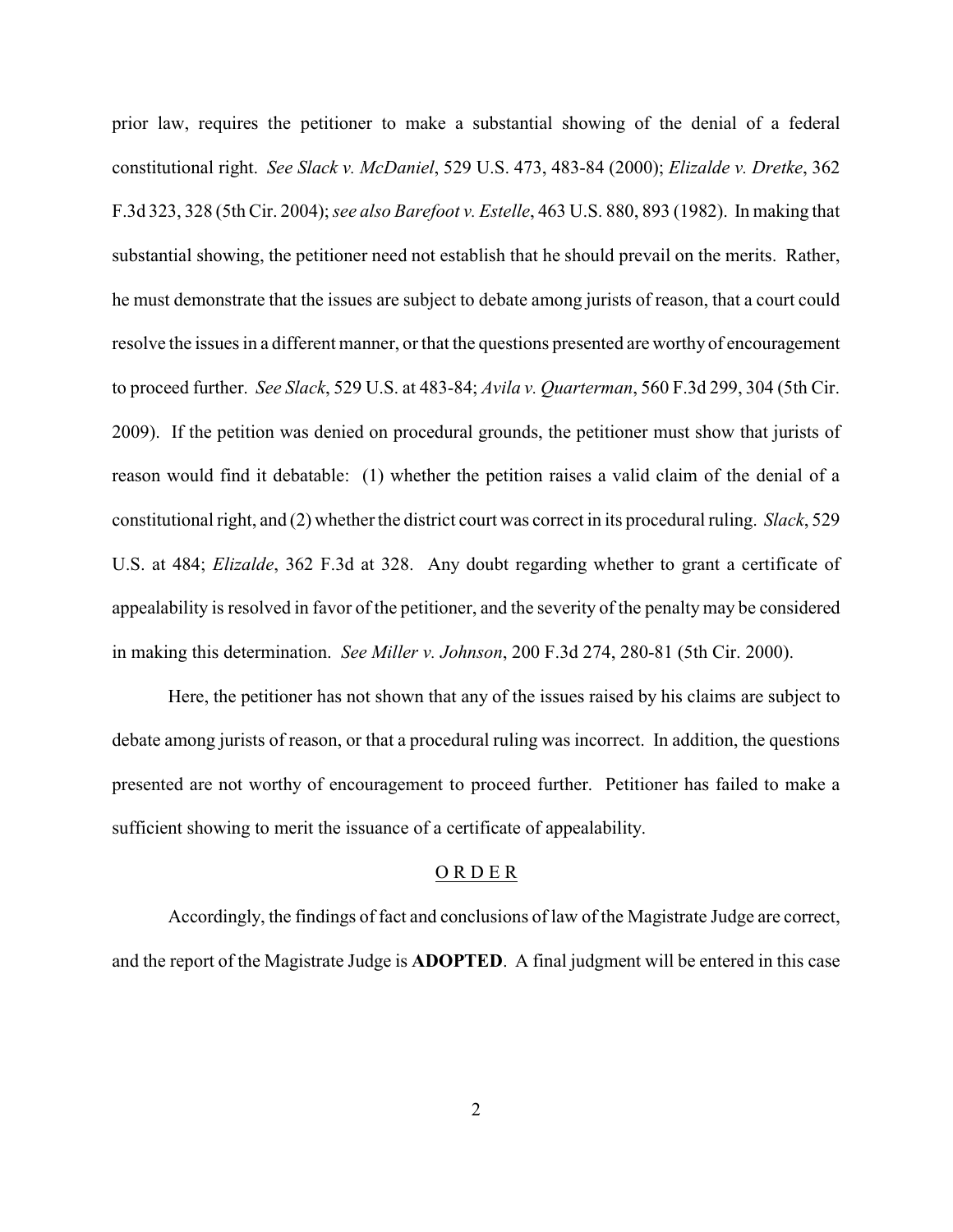prior law, requires the petitioner to make a substantial showing of the denial of a federal constitutional right. *See Slack v. McDaniel*, 529 U.S. 473, 483-84 (2000); *Elizalde v. Dretke*, 362 F.3d 323, 328 (5th Cir. 2004); *see also Barefoot v. Estelle*, 463 U.S. 880, 893 (1982). In making that substantial showing, the petitioner need not establish that he should prevail on the merits. Rather, he must demonstrate that the issues are subject to debate among jurists of reason, that a court could resolve the issues in a different manner, or that the questions presented are worthy of encouragement to proceed further. *See Slack*, 529 U.S. at 483-84; *Avila v. Quarterman*, 560 F.3d 299, 304 (5th Cir. 2009). If the petition was denied on procedural grounds, the petitioner must show that jurists of reason would find it debatable: (1) whether the petition raises a valid claim of the denial of a constitutional right, and (2) whether the district court was correct in its procedural ruling. *Slack*, 529 U.S. at 484; *Elizalde*, 362 F.3d at 328. Any doubt regarding whether to grant a certificate of appealability is resolved in favor of the petitioner, and the severity of the penalty may be considered in making this determination. *See Miller v. Johnson*, 200 F.3d 274, 280-81 (5th Cir. 2000).

Here, the petitioner has not shown that any of the issues raised by his claims are subject to debate among jurists of reason, or that a procedural ruling was incorrect. In addition, the questions presented are not worthy of encouragement to proceed further. Petitioner has failed to make a sufficient showing to merit the issuance of a certificate of appealability.

## O R D E R

Accordingly, the findings of fact and conclusions of law of the Magistrate Judge are correct, and the report of the Magistrate Judge is **ADOPTED**. A final judgment will be entered in this case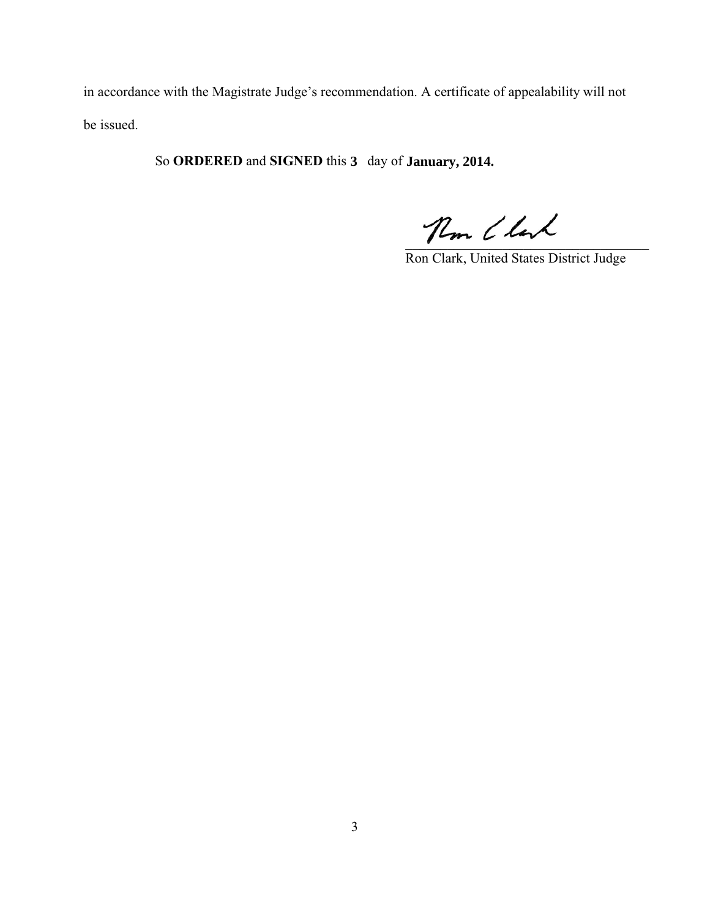in accordance with the Magistrate Judge's recommendation. A certificate of appealability will not be issued.

So **ORDERED** and **SIGNED** this **3** day of **January, 2014.**

Ron Clark, United States District Judge